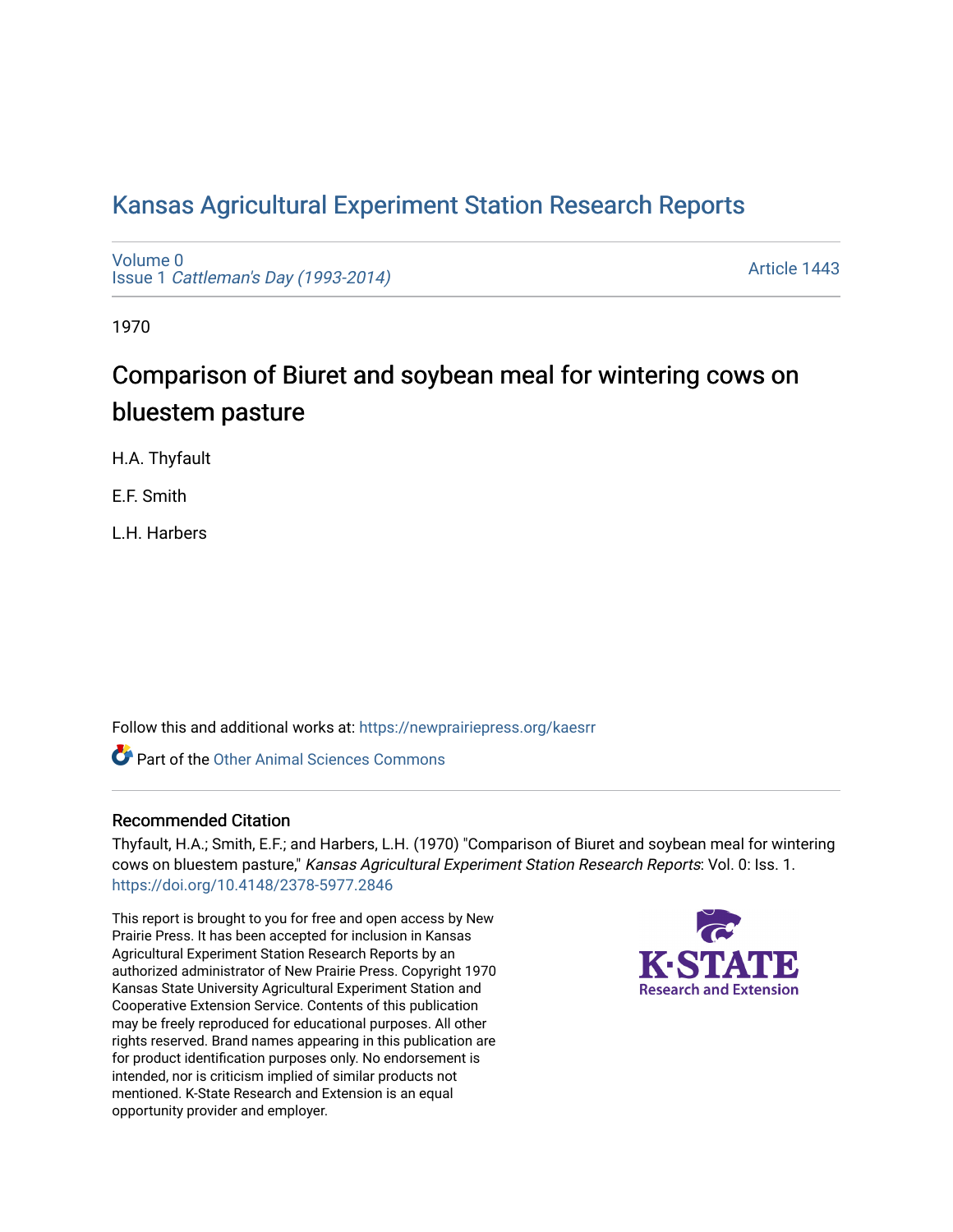# Kansas Agricultural Experiment Station Research Reports

Volume 0
Issue 1 *Cattleman's Day (1993-2014)*

Article 1443

1970

## Comparison of Biuret and soybean meal for wintering cows on bluestem pasture

H.A. Thyfault

E.F. Smith

L.H. Harbers

Follow this and additional works at: https://newprairiepress.org/kaesrr

Part of the Other Animal Sciences Commons

### Recommended Citation

Thyfault, H.A.; Smith, E.F.; and Harbers, L.H. (1970) "Comparison of Biuret and soybean meal for wintering cows on bluestem pasture," *Kansas Agricultural Experiment Station Research Reports*: Vol. 0: Iss. 1. https://doi.org/10.4148/2378-5977.2846

This report is brought to you for free and open access by New Prairie Press. It has been accepted for inclusion in Kansas Agricultural Experiment Station Research Reports by an authorized administrator of New Prairie Press. Copyright 1970 Kansas State University Agricultural Experiment Station and Cooperative Extension Service. Contents of this publication may be freely reproduced for educational purposes. All other rights reserved. Brand names appearing in this publication are for product identification purposes only. No endorsement is intended, nor is criticism implied of similar products not mentioned. K-State Research and Extension is an equal opportunity provider and employer.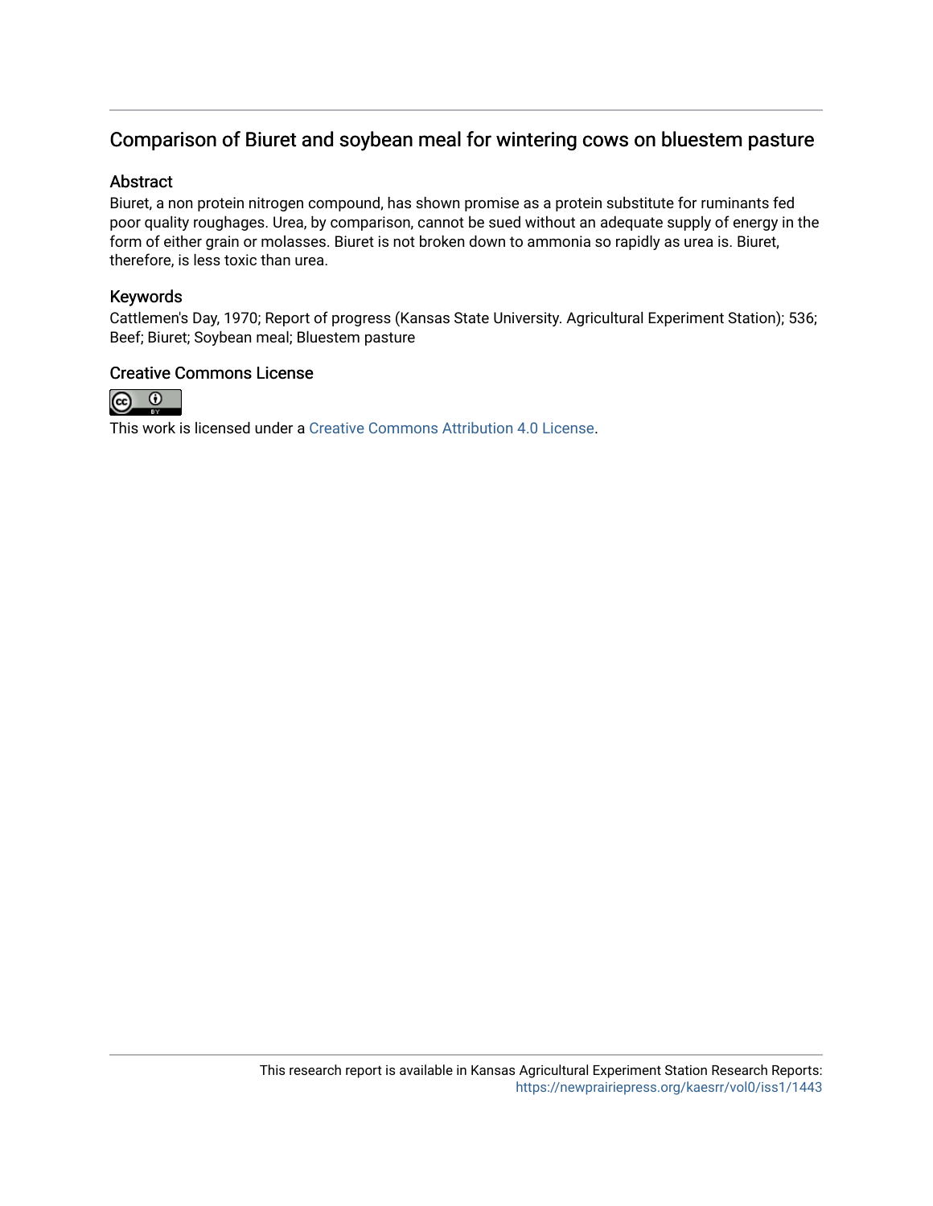## Comparison of Biuret and soybean meal for wintering cows on bluestem pasture

### Abstract

Biuret, a non protein nitrogen compound, has shown promise as a protein substitute for ruminants fed poor quality roughages. Urea, by comparison, cannot be sued without an adequate supply of energy in the form of either grain or molasses. Biuret is not broken down to ammonia so rapidly as urea is. Biuret, therefore, is less toxic than urea.

### Keywords

Cattlemen's Day, 1970; Report of progress (Kansas State University. Agricultural Experiment Station); 536; Beef; Biuret; Soybean meal; Bluestem pasture

### Creative Commons License

This work is licensed under a Creative Commons Attribution 4.0 License.

This research report is available in Kansas Agricultural Experiment Station Research Reports: https://newprairiepress.org/kaesrr/vol0/iss1/1443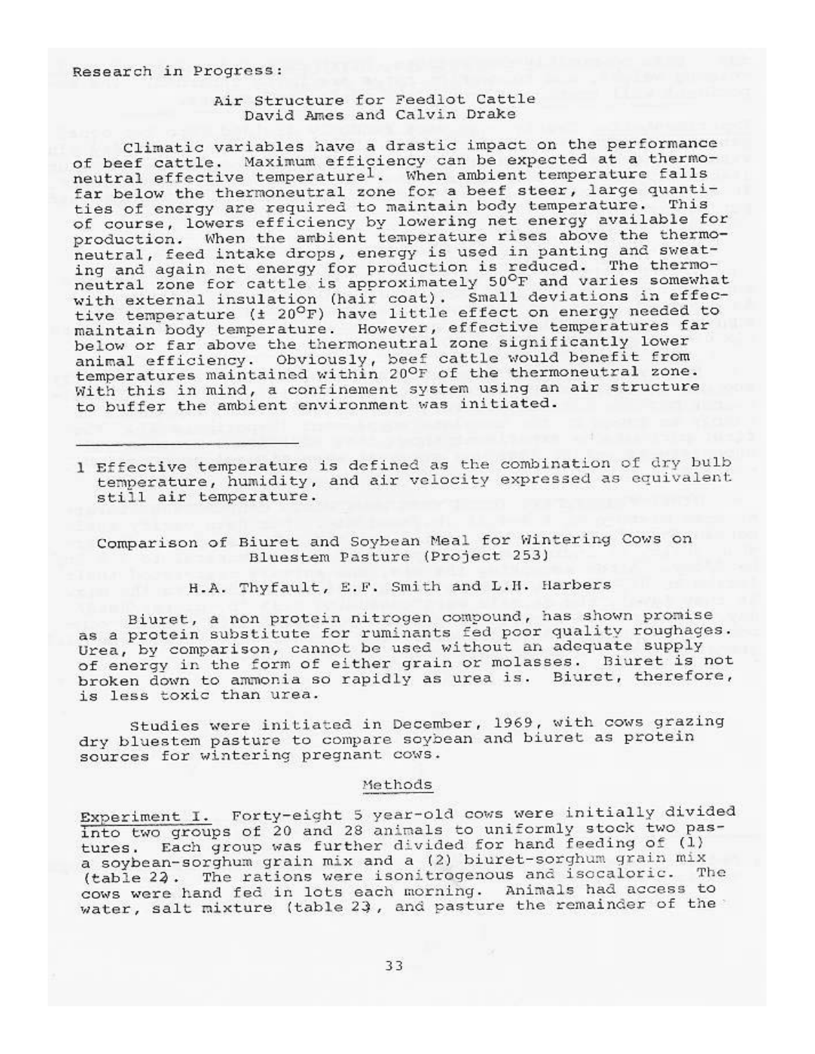Research in Progress:

## Air Structure for Feedlot Cattle

David Ames and Calvin Drake

Climatic variables have a drastic impact on the performance of beef cattle. Maximum efficiency can be expected at a thermoneutral effective temperature[1]. When ambient temperature falls far below the thermoneutral zone for a beef steer, large quantities of energy are required to maintain body temperature. This of course, lowers efficiency by lowering net energy available for production. When the ambient temperature rises above the thermoneutral, feed intake drops, energy is used in panting and sweating and again net energy for production is reduced. The thermoneutral zone for cattle is approximately 50°F and varies somewhat with external insulation (hair coat). Small deviations in effective temperature (± 20°F) have little effect on energy needed to maintain body temperature. However, effective temperatures far below or far above the thermoneutral zone significantly lower animal efficiency. Obviously, beef cattle would benefit from temperatures maintained within 20°F of the thermoneutral zone. With this in mind, a confinement system using an air structure to buffer the ambient environment was initiated.

---

1 Effective temperature is defined as the combination of dry bulb temperature, humidity, and air velocity expressed as equivalent still air temperature.

## Comparison of Biuret and Soybean Meal for Wintering Cows on Bluestem Pasture (Project 253)

H.A. Thyfault, E.F. Smith and L.H. Harbers

Biuret, a non protein nitrogen compound, has shown promise as a protein substitute for ruminants fed poor quality roughages. Urea, by comparison, cannot be used without an adequate supply of energy in the form of either grain or molasses. Biuret is not broken down to ammonia so rapidly as urea is. Biuret, therefore, is less toxic than urea.

Studies were initiated in December, 1969, with cows grazing dry bluestem pasture to compare soybean and biuret as protein sources for wintering pregnant cows.

### Methods

Experiment I. Forty-eight 5 year-old cows were initially divided into two groups of 20 and 28 animals to uniformly stock two pastures. Each group was further divided for hand feeding of (1) a soybean-sorghum grain mix and a (2) biuret-sorghum grain mix (table 22). The rations were isonitrogenous and isocaloric. The cows were hand fed in lots each morning. Animals had access to water, salt mixture (table 23), and pasture the remainder of the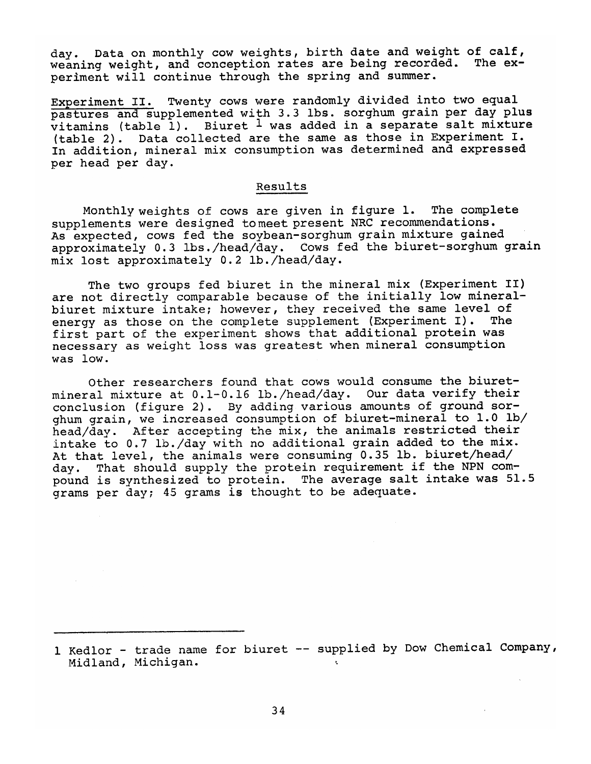day. Data on monthly cow weights, birth date and weight of calf, weaning weight, and conception rates are being recorded. The experiment will continue through the spring and summer.

Experiment II. Twenty cows were randomly divided into two equal pastures and supplemented with 3.3 lbs. sorghum grain per day plus vitamins (table 1). Biuret [1] was added in a separate salt mixture (table 2). Data collected are the same as those in Experiment I. In addition, mineral mix consumption was determined and expressed per head per day.

## Results

Monthly weights of cows are given in figure 1. The complete supplements were designed to meet present NRC recommendations. As expected, cows fed the soybean-sorghum grain mixture gained approximately 0.3 lbs./head/day. Cows fed the biuret-sorghum grain mix lost approximately 0.2 lb./head/day.

The two groups fed biuret in the mineral mix (Experiment II) are not directly comparable because of the initially low mineral-biuret mixture intake; however, they received the same level of energy as those on the complete supplement (Experiment I). The first part of the experiment shows that additional protein was necessary as weight loss was greatest when mineral consumption was low.

Other researchers found that cows would consume the biuret-mineral mixture at 0.1-0.16 lb./head/day. Our data verify their conclusion (figure 2). By adding various amounts of ground sorghum grain, we increased consumption of biuret-mineral to 1.0 lb/head/day. After accepting the mix, the animals restricted their intake to 0.7 lb./day with no additional grain added to the mix. At that level, the animals were consuming 0.35 lb. biuret/head/day. That should supply the protein requirement if the NPN compound is synthesized to protein. The average salt intake was 51.5 grams per day; 45 grams is thought to be adequate.

---

[1] Kedlor - trade name for biuret -- supplied by Dow Chemical Company, Midland, Michigan.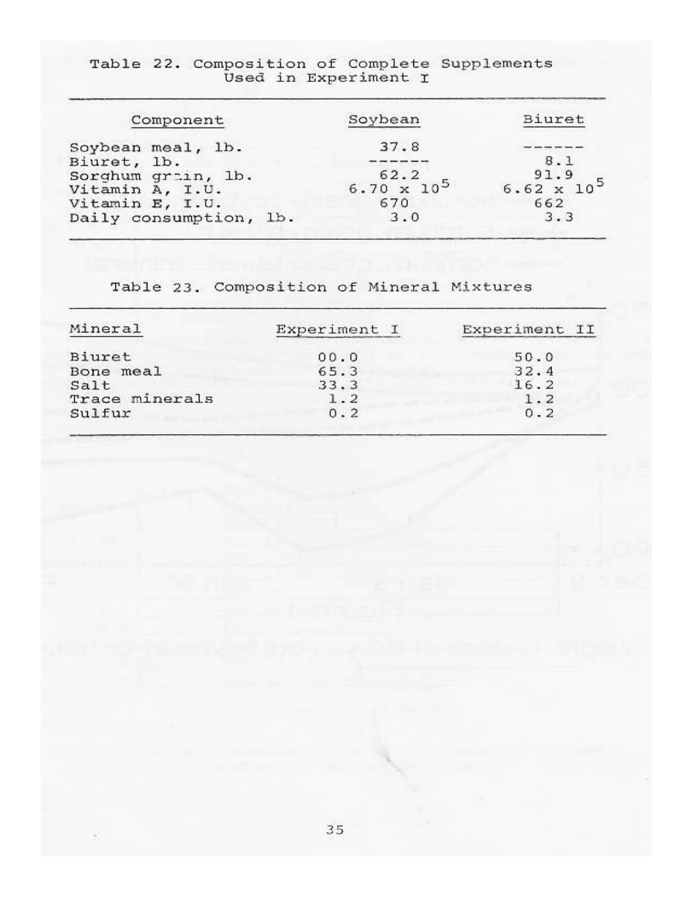Table 22. Composition of Complete Supplements Used in Experiment I

| Component | Soybean | Biuret |
|---|---|---|
| Soybean meal, lb. | 37.8 | ------ |
| Biuret, lb. | ------ | 8.1 |
| Sorghum grain, lb. | 62.2 | 91.9 |
| Vitamin A, I.U. | $6.70 \times 10^5$ | $6.62 \times 10^5$ |
| Vitamin E, I.U. | 670 | 662 |
| Daily consumption, lb. | 3.0 | 3.3 |

Table 23. Composition of Mineral Mixtures

| Mineral | Experiment I | Experiment II |
|---|---|---|
| Biuret | 00.0 | 50.0 |
| Bone meal | 65.3 | 32.4 |
| Salt | 33.3 | 16.2 |
| Trace minerals | 1.2 | 1.2 |
| Sulfur | 0.2 | 0.2 |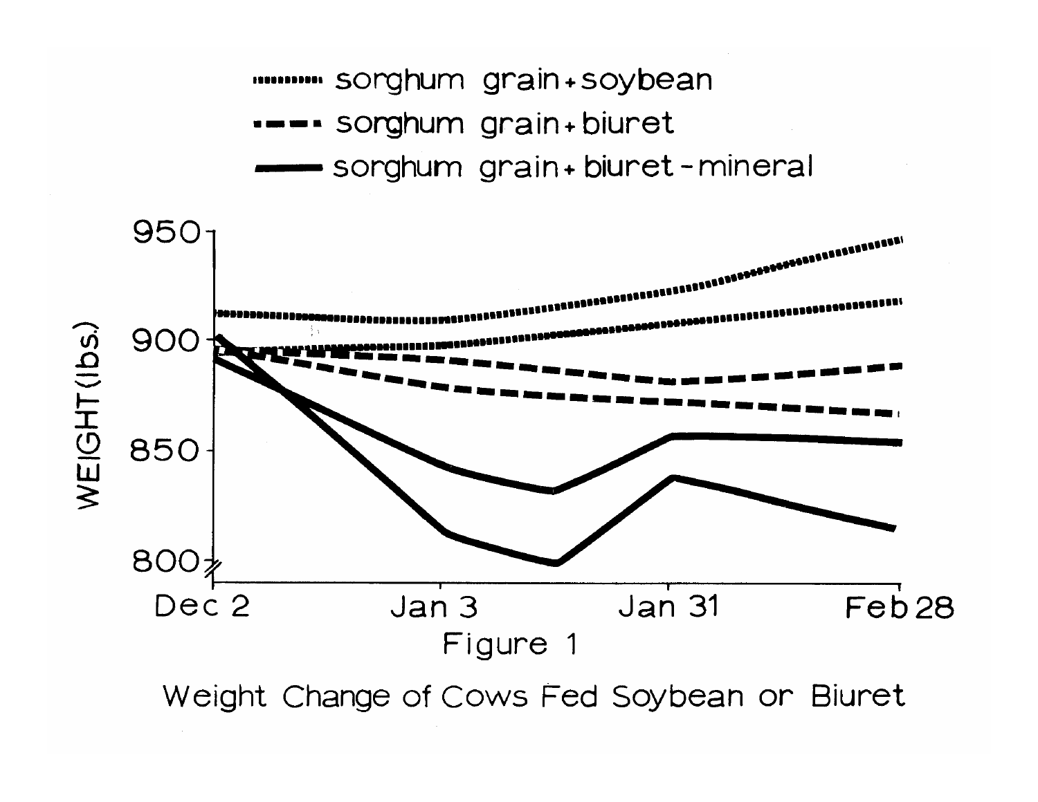Figure 1

Weight Change of Cows Fed Soybean or Biuret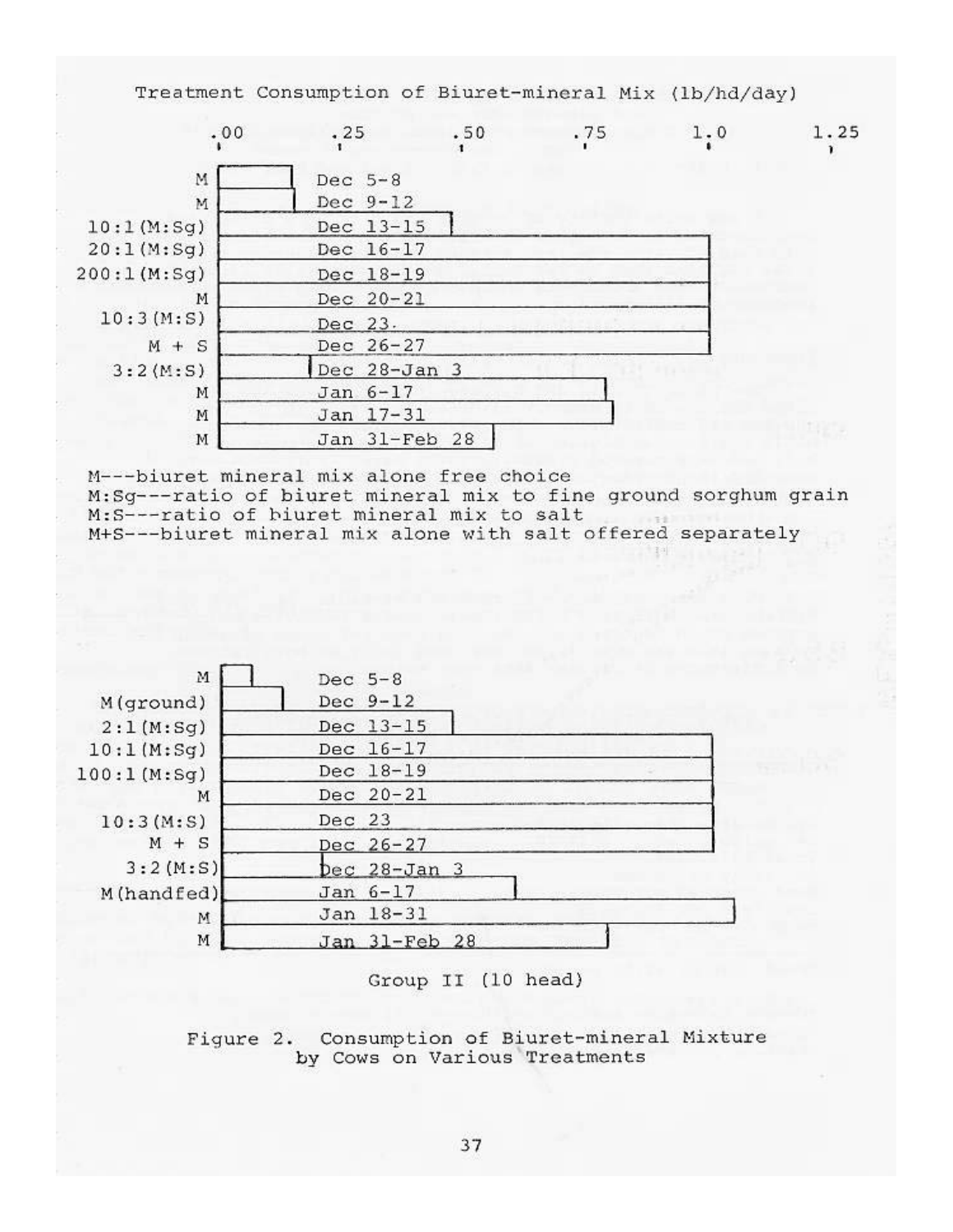Treatment Consumption of Biuret-mineral Mix (lb/hd/day)

.00 .25 .50 .75 1.0 1.25

M Dec 5-8
M Dec 9-12
10:1(M:Sg) Dec 13-15
20:1(M:Sg) Dec 16-17
200:1(M:Sg) Dec 18-19
M Dec 20-21
10:3(M:S) Dec 23
M + S Dec 26-27
3:2(M:S) Dec 28-Jan 3
M Jan 6-17
M Jan 17-31
M Jan 31-Feb 28

M---biuret mineral mix alone free choice
M:Sg---ratio of biuret mineral mix to fine ground sorghum grain
M:S---ratio of biuret mineral mix to salt
M+S---biuret mineral mix alone with salt offered separately

M Dec 5-8
M(ground) Dec 9-12
2:1(M:Sg) Dec 13-15
10:1(M:Sg) Dec 16-17
100:1(M:Sg) Dec 18-19
M Dec 20-21
10:3(M:S) Dec 23
M + S Dec 26-27
3:2(M:S) Dec 28-Jan 3
M(handfed) Jan 6-17
M Jan 18-31
M Jan 31-Feb 28

Group II (10 head)

Figure 2. Consumption of Biuret-mineral Mixture by Cows on Various Treatments